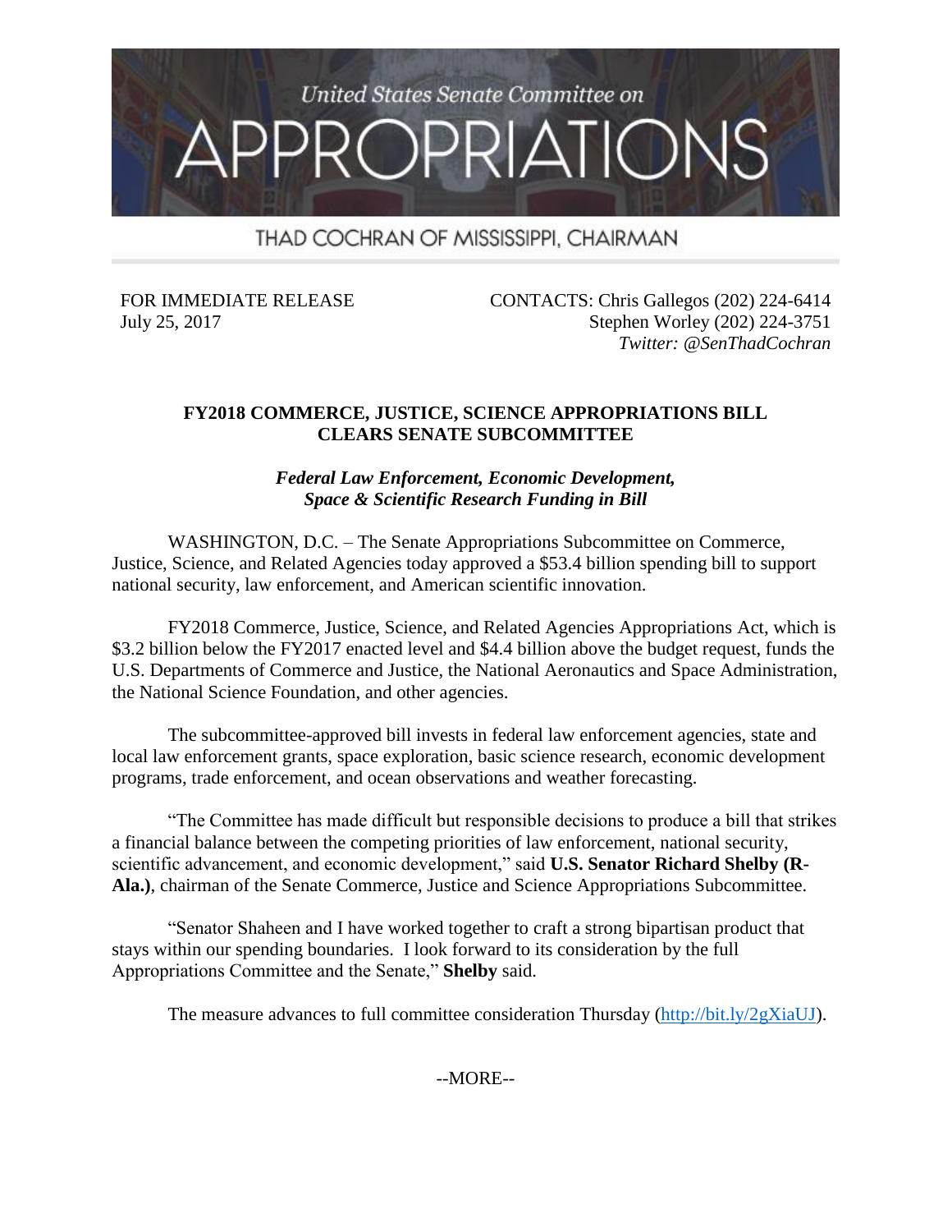United States Senate Committee on

# APPROPRIATIONS

THAD COCHRAN OF MISSISSIPPI, CHAIRMAN

FOR IMMEDIATE RELEASE
July 25, 2017

CONTACTS: Chris Gallegos (202) 224-6414
Stephen Worley (202) 224-3751
*Twitter: @SenThadCochran*

## FY2018 COMMERCE, JUSTICE, SCIENCE APPROPRIATIONS BILL CLEARS SENATE SUBCOMMITTEE

***Federal Law Enforcement, Economic Development, Space & Scientific Research Funding in Bill***

WASHINGTON, D.C. – The Senate Appropriations Subcommittee on Commerce, Justice, Science, and Related Agencies today approved a $53.4 billion spending bill to support national security, law enforcement, and American scientific innovation.

FY2018 Commerce, Justice, Science, and Related Agencies Appropriations Act, which is $3.2 billion below the FY2017 enacted level and $4.4 billion above the budget request, funds the U.S. Departments of Commerce and Justice, the National Aeronautics and Space Administration, the National Science Foundation, and other agencies.

The subcommittee-approved bill invests in federal law enforcement agencies, state and local law enforcement grants, space exploration, basic science research, economic development programs, trade enforcement, and ocean observations and weather forecasting.

"The Committee has made difficult but responsible decisions to produce a bill that strikes a financial balance between the competing priorities of law enforcement, national security, scientific advancement, and economic development," said **U.S. Senator Richard Shelby (R-Ala.)**, chairman of the Senate Commerce, Justice and Science Appropriations Subcommittee.

"Senator Shaheen and I have worked together to craft a strong bipartisan product that stays within our spending boundaries. I look forward to its consideration by the full Appropriations Committee and the Senate," **Shelby** said.

The measure advances to full committee consideration Thursday (http://bit.ly/2gXiaUJ).

--MORE--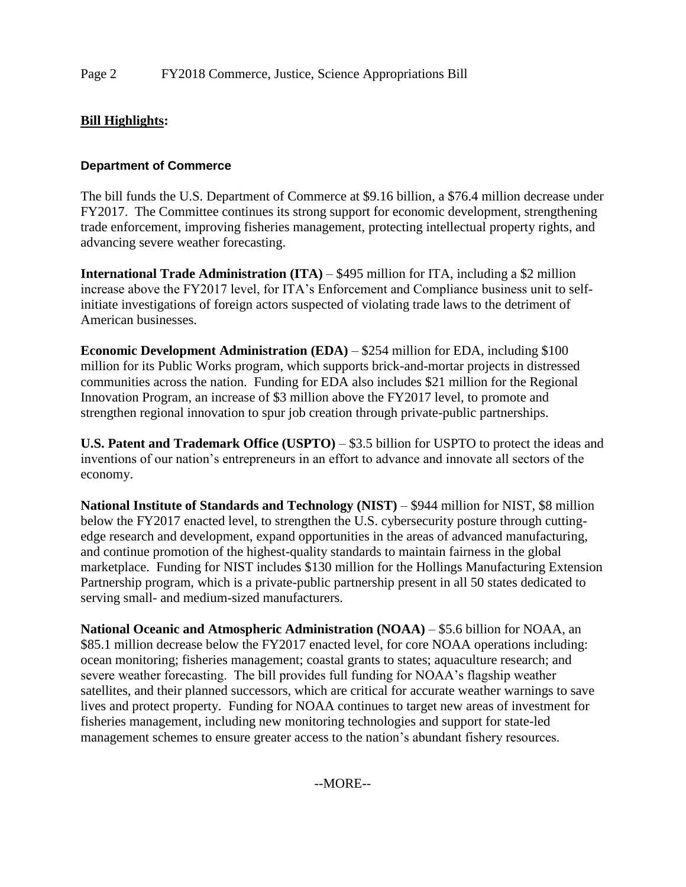**Bill Highlights:**

### Department of Commerce

The bill funds the U.S. Department of Commerce at $9.16 billion, a $76.4 million decrease under FY2017. The Committee continues its strong support for economic development, strengthening trade enforcement, improving fisheries management, protecting intellectual property rights, and advancing severe weather forecasting.

**International Trade Administration (ITA)** – $495 million for ITA, including a $2 million increase above the FY2017 level, for ITA's Enforcement and Compliance business unit to self-initiate investigations of foreign actors suspected of violating trade laws to the detriment of American businesses.

**Economic Development Administration (EDA)** – $254 million for EDA, including $100 million for its Public Works program, which supports brick-and-mortar projects in distressed communities across the nation. Funding for EDA also includes $21 million for the Regional Innovation Program, an increase of $3 million above the FY2017 level, to promote and strengthen regional innovation to spur job creation through private-public partnerships.

**U.S. Patent and Trademark Office (USPTO)** – $3.5 billion for USPTO to protect the ideas and inventions of our nation's entrepreneurs in an effort to advance and innovate all sectors of the economy.

**National Institute of Standards and Technology (NIST)** – $944 million for NIST, $8 million below the FY2017 enacted level, to strengthen the U.S. cybersecurity posture through cutting-edge research and development, expand opportunities in the areas of advanced manufacturing, and continue promotion of the highest-quality standards to maintain fairness in the global marketplace. Funding for NIST includes $130 million for the Hollings Manufacturing Extension Partnership program, which is a private-public partnership present in all 50 states dedicated to serving small- and medium-sized manufacturers.

**National Oceanic and Atmospheric Administration (NOAA)** – $5.6 billion for NOAA, an $85.1 million decrease below the FY2017 enacted level, for core NOAA operations including: ocean monitoring; fisheries management; coastal grants to states; aquaculture research; and severe weather forecasting. The bill provides full funding for NOAA's flagship weather satellites, and their planned successors, which are critical for accurate weather warnings to save lives and protect property. Funding for NOAA continues to target new areas of investment for fisheries management, including new monitoring technologies and support for state-led management schemes to ensure greater access to the nation's abundant fishery resources.

--MORE--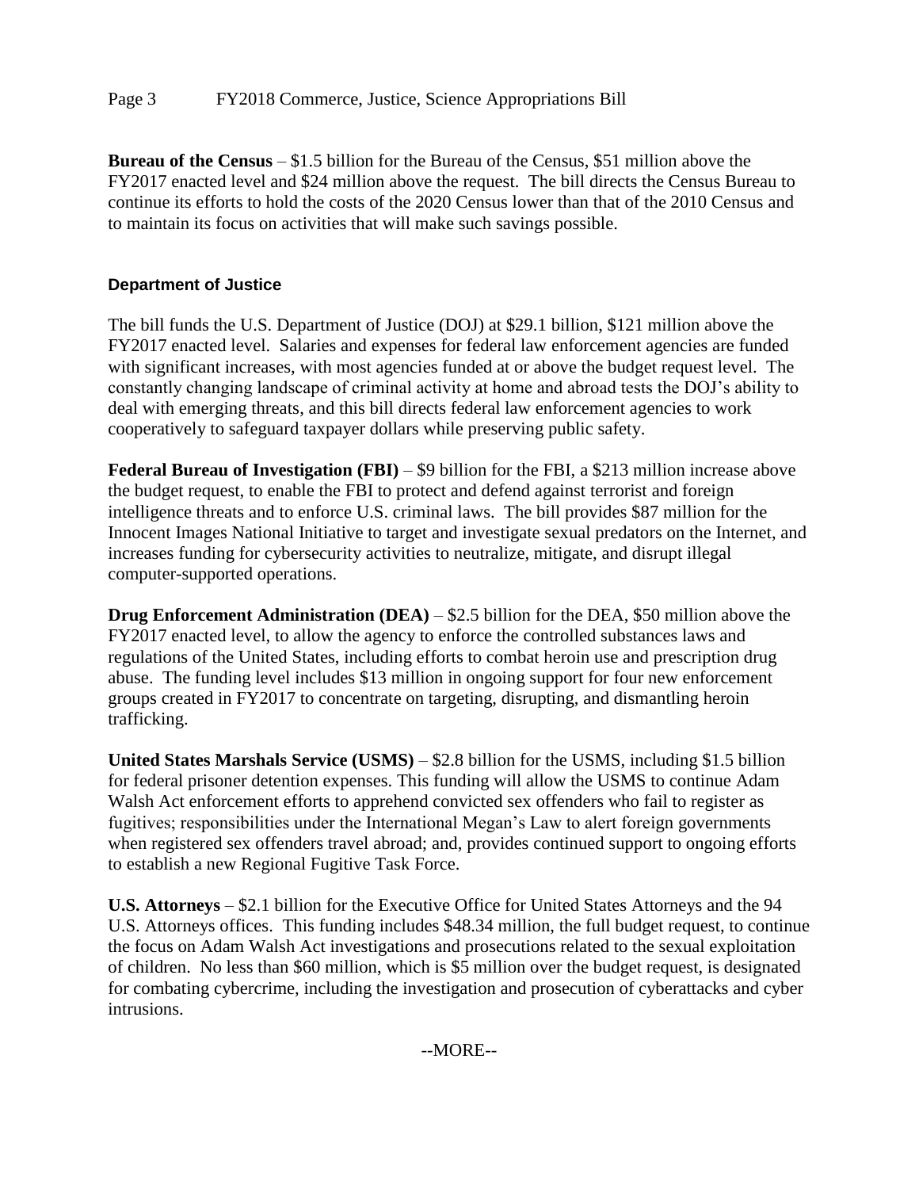**Bureau of the Census** – $1.5 billion for the Bureau of the Census, $51 million above the FY2017 enacted level and $24 million above the request. The bill directs the Census Bureau to continue its efforts to hold the costs of the 2020 Census lower than that of the 2010 Census and to maintain its focus on activities that will make such savings possible.

## Department of Justice

The bill funds the U.S. Department of Justice (DOJ) at $29.1 billion, $121 million above the FY2017 enacted level. Salaries and expenses for federal law enforcement agencies are funded with significant increases, with most agencies funded at or above the budget request level. The constantly changing landscape of criminal activity at home and abroad tests the DOJ's ability to deal with emerging threats, and this bill directs federal law enforcement agencies to work cooperatively to safeguard taxpayer dollars while preserving public safety.

**Federal Bureau of Investigation (FBI)** – $9 billion for the FBI, a $213 million increase above the budget request, to enable the FBI to protect and defend against terrorist and foreign intelligence threats and to enforce U.S. criminal laws. The bill provides $87 million for the Innocent Images National Initiative to target and investigate sexual predators on the Internet, and increases funding for cybersecurity activities to neutralize, mitigate, and disrupt illegal computer-supported operations.

**Drug Enforcement Administration (DEA)** – $2.5 billion for the DEA, $50 million above the FY2017 enacted level, to allow the agency to enforce the controlled substances laws and regulations of the United States, including efforts to combat heroin use and prescription drug abuse. The funding level includes $13 million in ongoing support for four new enforcement groups created in FY2017 to concentrate on targeting, disrupting, and dismantling heroin trafficking.

**United States Marshals Service (USMS)** – $2.8 billion for the USMS, including $1.5 billion for federal prisoner detention expenses. This funding will allow the USMS to continue Adam Walsh Act enforcement efforts to apprehend convicted sex offenders who fail to register as fugitives; responsibilities under the International Megan's Law to alert foreign governments when registered sex offenders travel abroad; and, provides continued support to ongoing efforts to establish a new Regional Fugitive Task Force.

**U.S. Attorneys** – $2.1 billion for the Executive Office for United States Attorneys and the 94 U.S. Attorneys offices. This funding includes $48.34 million, the full budget request, to continue the focus on Adam Walsh Act investigations and prosecutions related to the sexual exploitation of children. No less than $60 million, which is $5 million over the budget request, is designated for combating cybercrime, including the investigation and prosecution of cyberattacks and cyber intrusions.

--MORE--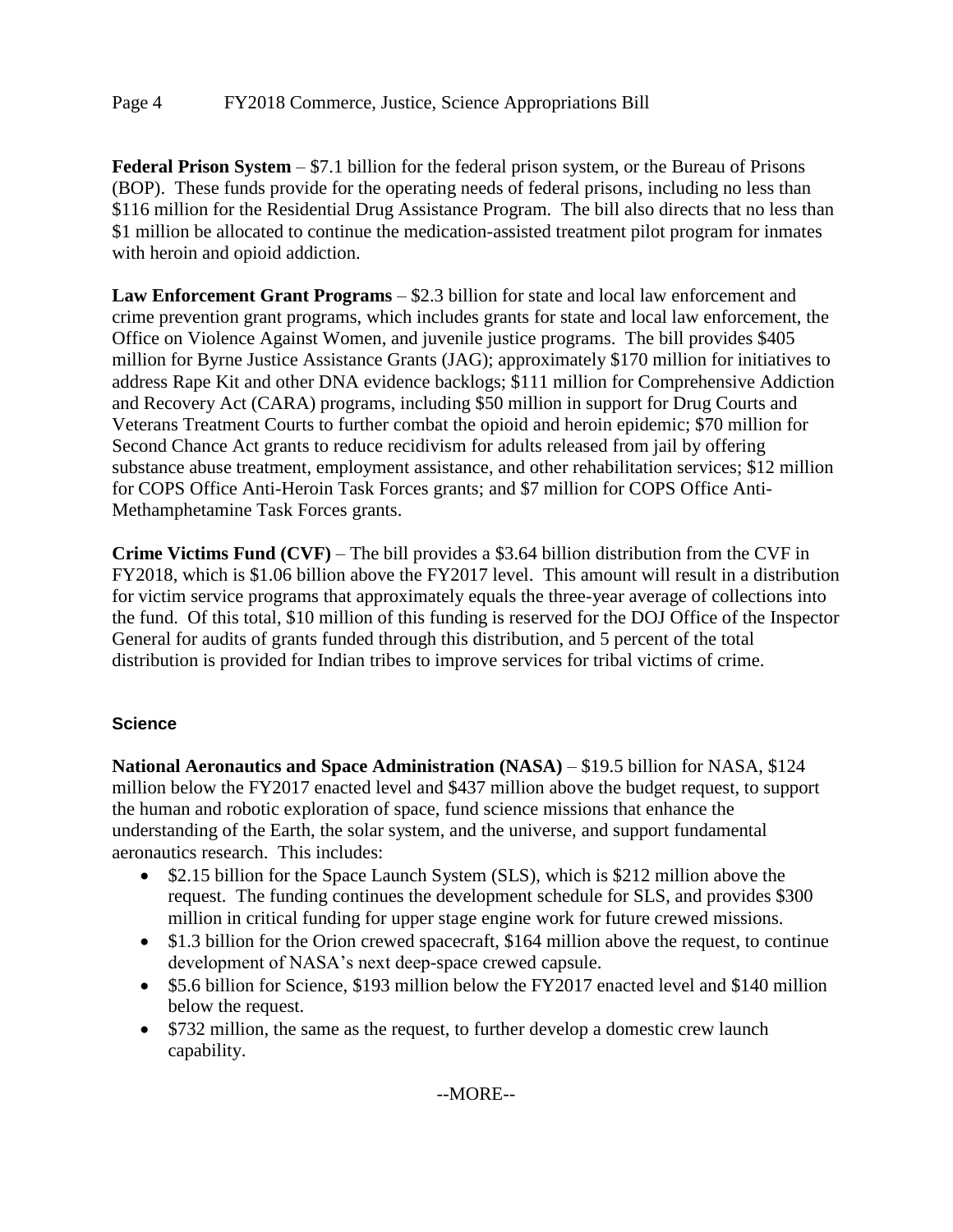**Federal Prison System** – $7.1 billion for the federal prison system, or the Bureau of Prisons (BOP). These funds provide for the operating needs of federal prisons, including no less than $116 million for the Residential Drug Assistance Program. The bill also directs that no less than $1 million be allocated to continue the medication-assisted treatment pilot program for inmates with heroin and opioid addiction.

**Law Enforcement Grant Programs** – $2.3 billion for state and local law enforcement and crime prevention grant programs, which includes grants for state and local law enforcement, the Office on Violence Against Women, and juvenile justice programs. The bill provides $405 million for Byrne Justice Assistance Grants (JAG); approximately $170 million for initiatives to address Rape Kit and other DNA evidence backlogs; $111 million for Comprehensive Addiction and Recovery Act (CARA) programs, including $50 million in support for Drug Courts and Veterans Treatment Courts to further combat the opioid and heroin epidemic; $70 million for Second Chance Act grants to reduce recidivism for adults released from jail by offering substance abuse treatment, employment assistance, and other rehabilitation services; $12 million for COPS Office Anti-Heroin Task Forces grants; and $7 million for COPS Office Anti-Methamphetamine Task Forces grants.

**Crime Victims Fund (CVF)** – The bill provides a $3.64 billion distribution from the CVF in FY2018, which is $1.06 billion above the FY2017 level. This amount will result in a distribution for victim service programs that approximately equals the three-year average of collections into the fund. Of this total, $10 million of this funding is reserved for the DOJ Office of the Inspector General for audits of grants funded through this distribution, and 5 percent of the total distribution is provided for Indian tribes to improve services for tribal victims of crime.

### Science

**National Aeronautics and Space Administration (NASA)** – $19.5 billion for NASA, $124 million below the FY2017 enacted level and $437 million above the budget request, to support the human and robotic exploration of space, fund science missions that enhance the understanding of the Earth, the solar system, and the universe, and support fundamental aeronautics research. This includes:

- $2.15 billion for the Space Launch System (SLS), which is $212 million above the request. The funding continues the development schedule for SLS, and provides $300 million in critical funding for upper stage engine work for future crewed missions.
- $1.3 billion for the Orion crewed spacecraft, $164 million above the request, to continue development of NASA's next deep-space crewed capsule.
- $5.6 billion for Science, $193 million below the FY2017 enacted level and $140 million below the request.
- $732 million, the same as the request, to further develop a domestic crew launch capability.

--MORE--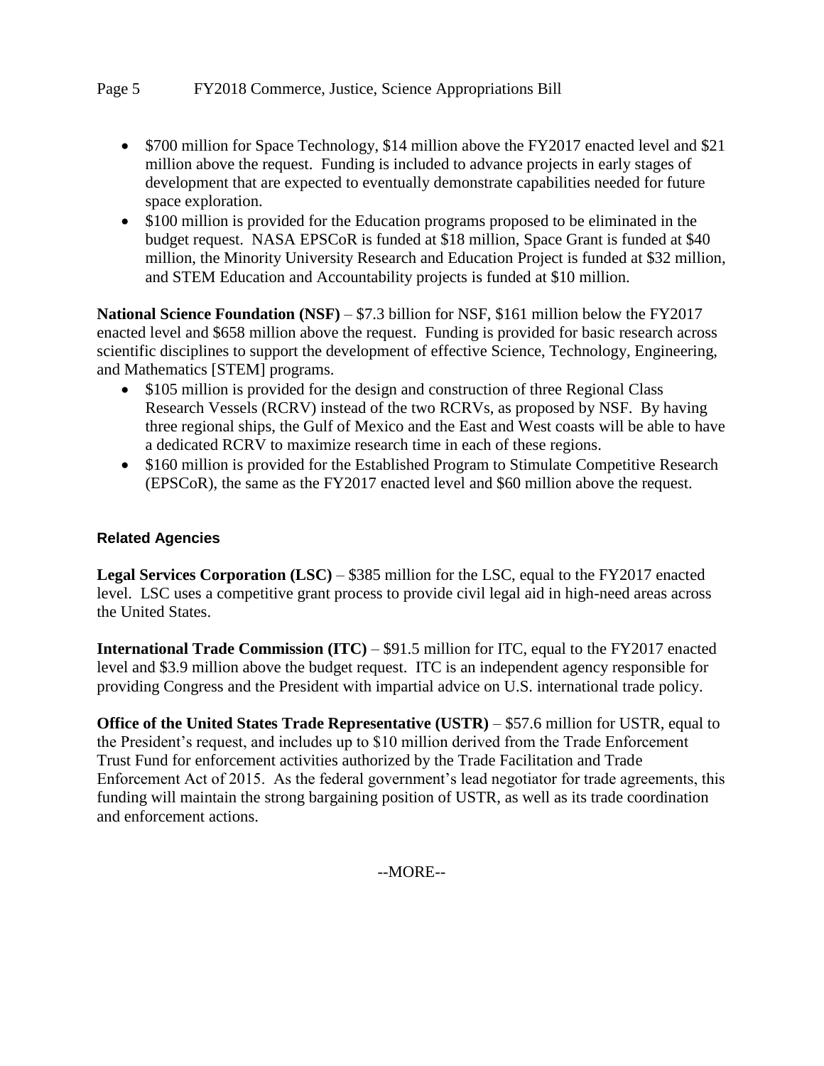- $700 million for Space Technology, $14 million above the FY2017 enacted level and $21 million above the request. Funding is included to advance projects in early stages of development that are expected to eventually demonstrate capabilities needed for future space exploration.
- $100 million is provided for the Education programs proposed to be eliminated in the budget request. NASA EPSCoR is funded at $18 million, Space Grant is funded at $40 million, the Minority University Research and Education Project is funded at $32 million, and STEM Education and Accountability projects is funded at $10 million.

**National Science Foundation (NSF)** – $7.3 billion for NSF, $161 million below the FY2017 enacted level and $658 million above the request. Funding is provided for basic research across scientific disciplines to support the development of effective Science, Technology, Engineering, and Mathematics [STEM] programs.

- $105 million is provided for the design and construction of three Regional Class Research Vessels (RCRV) instead of the two RCRVs, as proposed by NSF. By having three regional ships, the Gulf of Mexico and the East and West coasts will be able to have a dedicated RCRV to maximize research time in each of these regions.
- $160 million is provided for the Established Program to Stimulate Competitive Research (EPSCoR), the same as the FY2017 enacted level and $60 million above the request.

### Related Agencies

**Legal Services Corporation (LSC)** – $385 million for the LSC, equal to the FY2017 enacted level. LSC uses a competitive grant process to provide civil legal aid in high-need areas across the United States.

**International Trade Commission (ITC)** – $91.5 million for ITC, equal to the FY2017 enacted level and $3.9 million above the budget request. ITC is an independent agency responsible for providing Congress and the President with impartial advice on U.S. international trade policy.

**Office of the United States Trade Representative (USTR)** – $57.6 million for USTR, equal to the President's request, and includes up to $10 million derived from the Trade Enforcement Trust Fund for enforcement activities authorized by the Trade Facilitation and Trade Enforcement Act of 2015. As the federal government's lead negotiator for trade agreements, this funding will maintain the strong bargaining position of USTR, as well as its trade coordination and enforcement actions.

--MORE--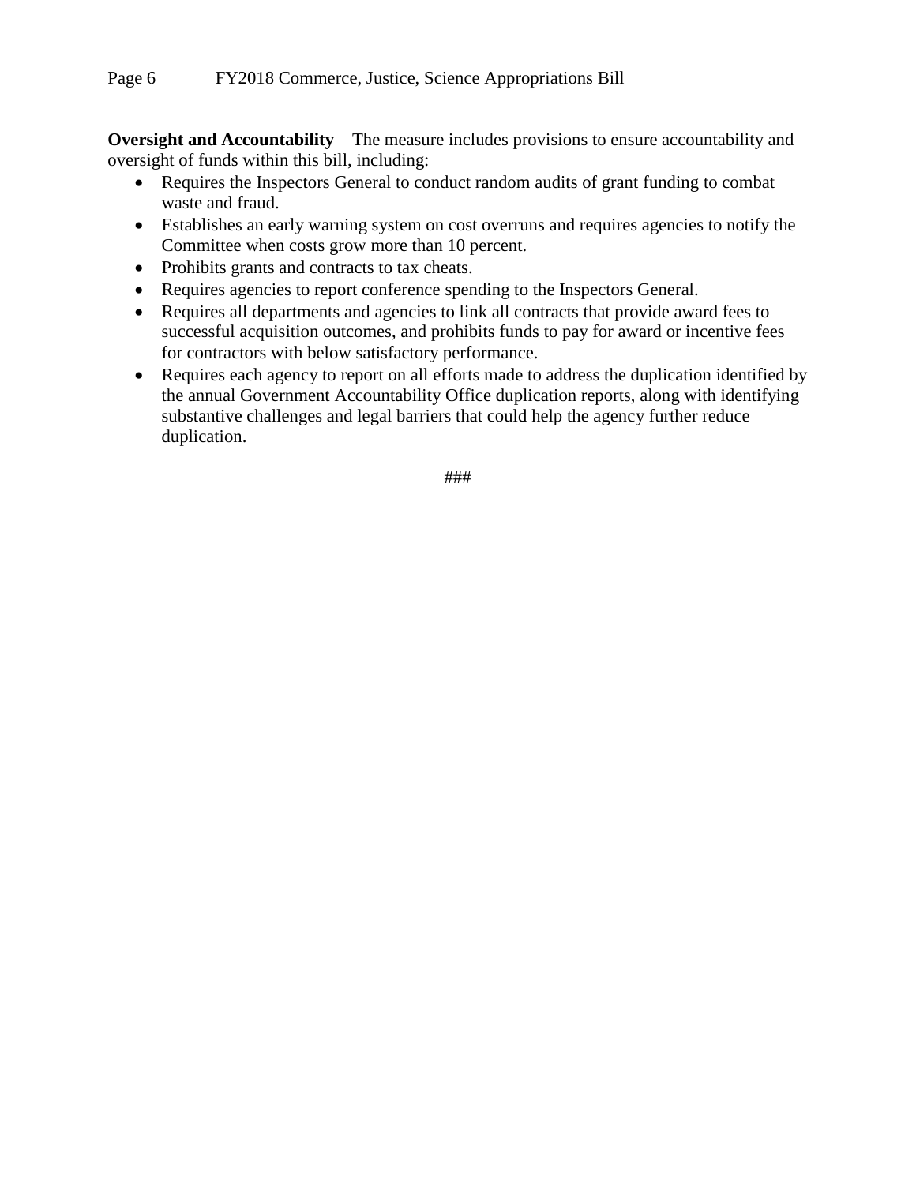**Oversight and Accountability** – The measure includes provisions to ensure accountability and oversight of funds within this bill, including:

- Requires the Inspectors General to conduct random audits of grant funding to combat waste and fraud.
- Establishes an early warning system on cost overruns and requires agencies to notify the Committee when costs grow more than 10 percent.
- Prohibits grants and contracts to tax cheats.
- Requires agencies to report conference spending to the Inspectors General.
- Requires all departments and agencies to link all contracts that provide award fees to successful acquisition outcomes, and prohibits funds to pay for award or incentive fees for contractors with below satisfactory performance.
- Requires each agency to report on all efforts made to address the duplication identified by the annual Government Accountability Office duplication reports, along with identifying substantive challenges and legal barriers that could help the agency further reduce duplication.

###